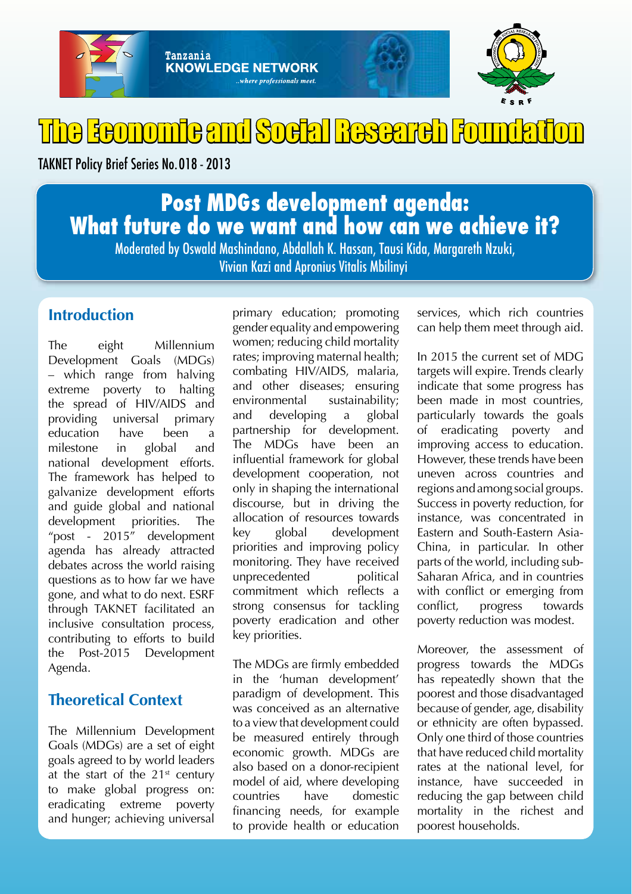Tanzania KNOWLEDGE NETWORK
..where professionals meet.

# The Economic and Social Research Foundation

TAKNET Policy Brief Series No.018 - 2013

# Post MDGs development agenda: What future do we want and how can we achieve it?

Moderated by Oswald Mashindano, Abdallah K. Hassan, Tausi Kida, Margareth Nzuki, Vivian Kazi and Apronius Vitalis Mbilinyi

## Introduction

The eight Millennium Development Goals (MDGs) – which range from halving extreme poverty to halting the spread of HIV/AIDS and providing universal primary education have been a milestone in global and national development efforts. The framework has helped to galvanize development efforts and guide global and national development priorities. The "post - 2015" development agenda has already attracted debates across the world raising questions as to how far we have gone, and what to do next. ESRF through TAKNET facilitated an inclusive consultation process, contributing to efforts to build the Post-2015 Development Agenda.

## Theoretical Context

The Millennium Development Goals (MDGs) are a set of eight goals agreed to by world leaders at the start of the 21st century to make global progress on: eradicating extreme poverty and hunger; achieving universal primary education; promoting gender equality and empowering women; reducing child mortality rates; improving maternal health; combating HIV/AIDS, malaria, and other diseases; ensuring environmental sustainability; and developing a global partnership for development. The MDGs have been an influential framework for global development cooperation, not only in shaping the international discourse, but in driving the allocation of resources towards key global development priorities and improving policy monitoring. They have received unprecedented political commitment which reflects a strong consensus for tackling poverty eradication and other key priorities.

The MDGs are firmly embedded in the 'human development' paradigm of development. This was conceived as an alternative to a view that development could be measured entirely through economic growth. MDGs are also based on a donor-recipient model of aid, where developing countries have domestic financing needs, for example to provide health or education services, which rich countries can help them meet through aid.

In 2015 the current set of MDG targets will expire. Trends clearly indicate that some progress has been made in most countries, particularly towards the goals of eradicating poverty and improving access to education. However, these trends have been uneven across countries and regions and among social groups. Success in poverty reduction, for instance, was concentrated in Eastern and South-Eastern Asia-China, in particular. In other parts of the world, including sub-Saharan Africa, and in countries with conflict or emerging from conflict, progress towards poverty reduction was modest.

Moreover, the assessment of progress towards the MDGs has repeatedly shown that the poorest and those disadvantaged because of gender, age, disability or ethnicity are often bypassed. Only one third of those countries that have reduced child mortality rates at the national level, for instance, have succeeded in reducing the gap between child mortality in the richest and poorest households.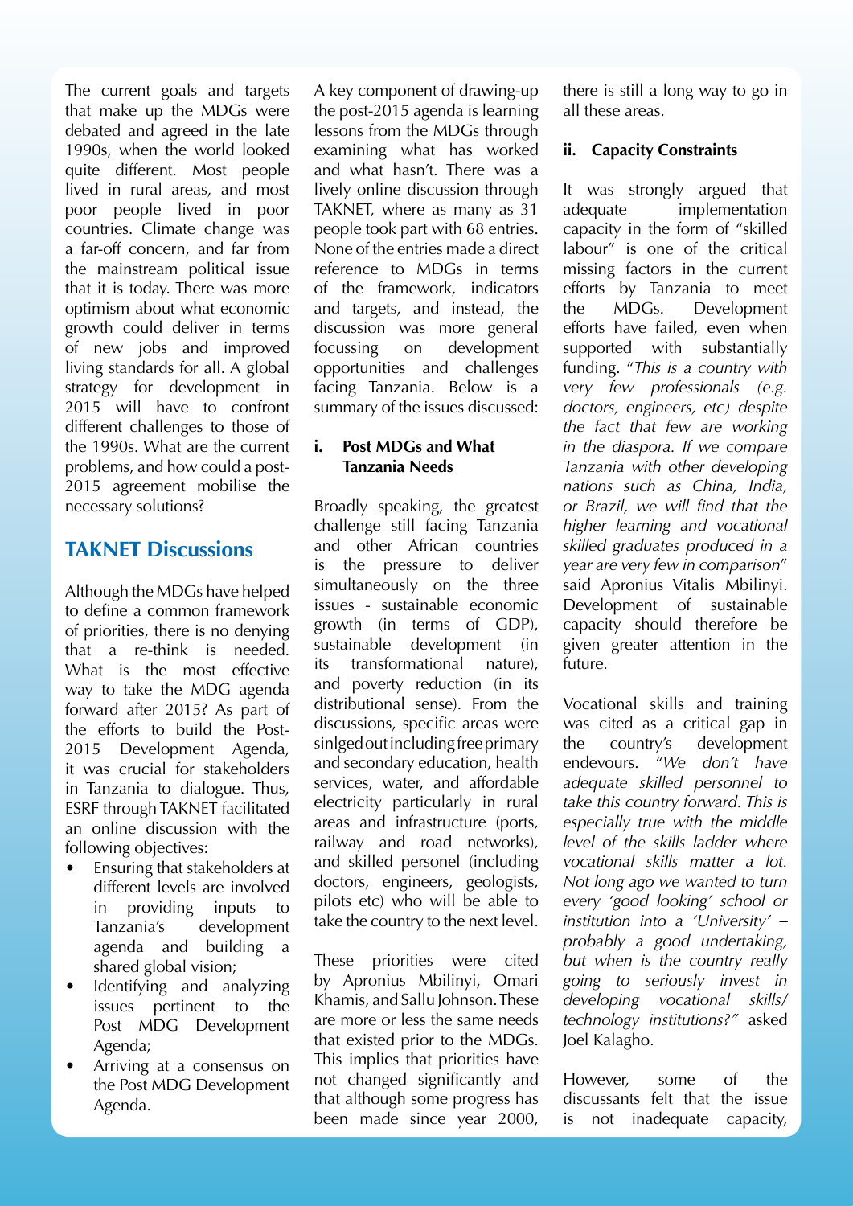The current goals and targets that make up the MDGs were debated and agreed in the late 1990s, when the world looked quite different. Most people lived in rural areas, and most poor people lived in poor countries. Climate change was a far-off concern, and far from the mainstream political issue that it is today. There was more optimism about what economic growth could deliver in terms of new jobs and improved living standards for all. A global strategy for development in 2015 will have to confront different challenges to those of the 1990s. What are the current problems, and how could a post-2015 agreement mobilise the necessary solutions?

## TAKNET Discussions

Although the MDGs have helped to define a common framework of priorities, there is no denying that a re-think is needed. What is the most effective way to take the MDG agenda forward after 2015? As part of the efforts to build the Post-2015 Development Agenda, it was crucial for stakeholders in Tanzania to dialogue. Thus, ESRF through TAKNET facilitated an online discussion with the following objectives:

- Ensuring that stakeholders at different levels are involved in providing inputs to Tanzania's development agenda and building a shared global vision;
- Identifying and analyzing issues pertinent to the Post MDG Development Agenda;
- Arriving at a consensus on the Post MDG Development Agenda.

A key component of drawing-up the post-2015 agenda is learning lessons from the MDGs through examining what has worked and what hasn't. There was a lively online discussion through TAKNET, where as many as 31 people took part with 68 entries. None of the entries made a direct reference to MDGs in terms of the framework, indicators and targets, and instead, the discussion was more general focussing on development opportunities and challenges facing Tanzania. Below is a summary of the issues discussed:

### i. Post MDGs and What Tanzania Needs

Broadly speaking, the greatest challenge still facing Tanzania and other African countries is the pressure to deliver simultaneously on the three issues - sustainable economic growth (in terms of GDP), sustainable development (in its transformational nature), and poverty reduction (in its distributional sense). From the discussions, specific areas were sinlged out including free primary and secondary education, health services, water, and affordable electricity particularly in rural areas and infrastructure (ports, railway and road networks), and skilled personel (including doctors, engineers, geologists, pilots etc) who will be able to take the country to the next level.

These priorities were cited by Apronius Mbilinyi, Omari Khamis, and Sallu Johnson. These are more or less the same needs that existed prior to the MDGs. This implies that priorities have not changed significantly and that although some progress has been made since year 2000, there is still a long way to go in all these areas.

### ii. Capacity Constraints

It was strongly argued that adequate implementation capacity in the form of "skilled labour" is one of the critical missing factors in the current efforts by Tanzania to meet the MDGs. Development efforts have failed, even when supported with substantially funding. "*This is a country with very few professionals (e.g. doctors, engineers, etc) despite the fact that few are working in the diaspora. If we compare Tanzania with other developing nations such as China, India, or Brazil, we will find that the higher learning and vocational skilled graduates produced in a year are very few in comparison*" said Apronius Vitalis Mbilinyi. Development of sustainable capacity should therefore be given greater attention in the future.

Vocational skills and training was cited as a critical gap in the country's development endevours. *"We don't have adequate skilled personnel to take this country forward. This is especially true with the middle level of the skills ladder where vocational skills matter a lot. Not long ago we wanted to turn every 'good looking' school or institution into a 'University' – probably a good undertaking, but when is the country really going to seriously invest in developing vocational skills/ technology institutions?"* asked Joel Kalagho.

However, some of the discussants felt that the issue is not inadequate capacity,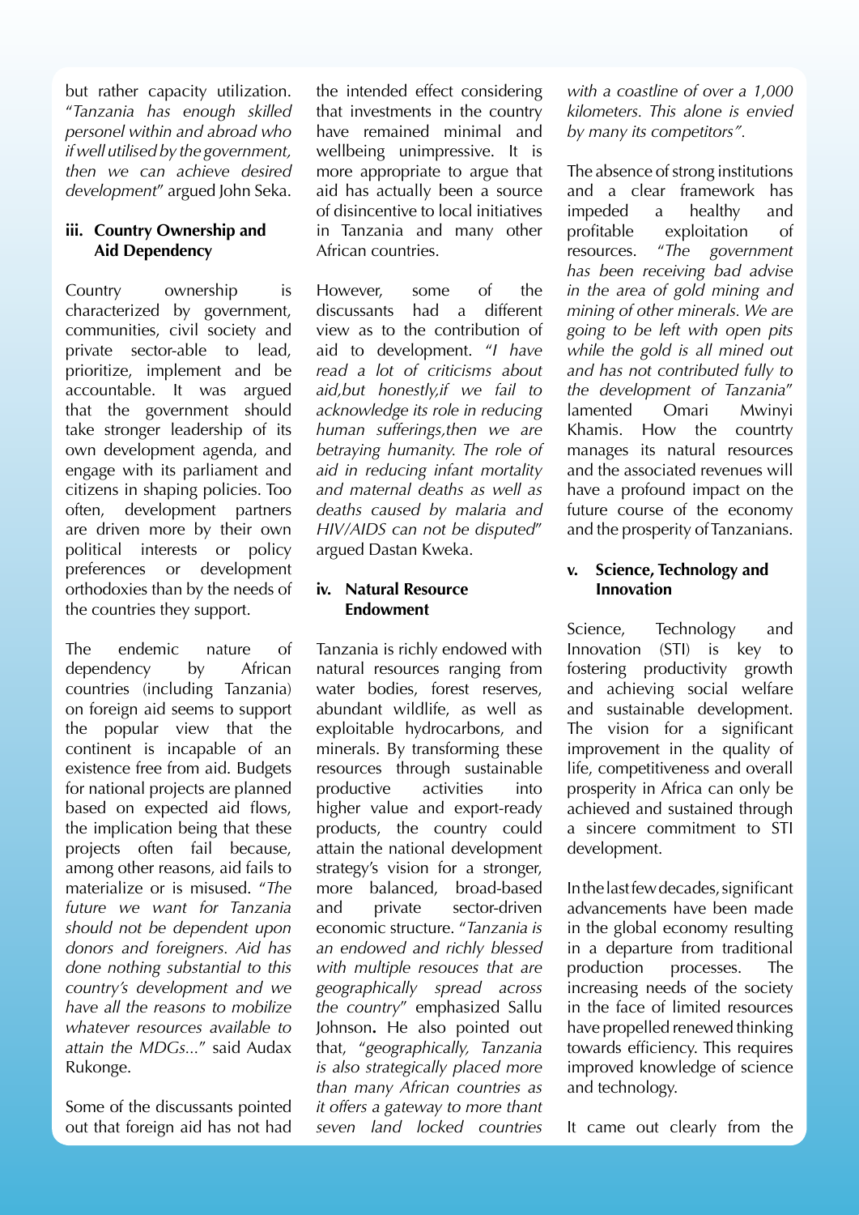but rather capacity utilization. "*Tanzania has enough skilled personel within and abroad who if well utilised by the government, then we can achieve desired development*" argued John Seka.

### iii. Country Ownership and Aid Dependency

Country ownership is characterized by government, communities, civil society and private sector-able to lead, prioritize, implement and be accountable. It was argued that the government should take stronger leadership of its own development agenda, and engage with its parliament and citizens in shaping policies. Too often, development partners are driven more by their own political interests or policy preferences or development orthodoxies than by the needs of the countries they support.

The endemic nature of dependency by African countries (including Tanzania) on foreign aid seems to support the popular view that the continent is incapable of an existence free from aid. Budgets for national projects are planned based on expected aid flows, the implication being that these projects often fail because, among other reasons, aid fails to materialize or is misused. "*The future we want for Tanzania should not be dependent upon donors and foreigners. Aid has done nothing substantial to this country's development and we have all the reasons to mobilize whatever resources available to attain the MDGs...*" said Audax Rukonge.

Some of the discussants pointed out that foreign aid has not had the intended effect considering that investments in the country have remained minimal and wellbeing unimpressive. It is more appropriate to argue that aid has actually been a source of disincentive to local initiatives in Tanzania and many other African countries.

However, some of the discussants had a different view as to the contribution of aid to development. "*I have read a lot of criticisms about aid,but honestly,if we fail to acknowledge its role in reducing human sufferings,then we are betraying humanity. The role of aid in reducing infant mortality and maternal deaths as well as deaths caused by malaria and HIV/AIDS can not be disputed*" argued Dastan Kweka.

### iv. Natural Resource Endowment

Tanzania is richly endowed with natural resources ranging from water bodies, forest reserves, abundant wildlife, as well as exploitable hydrocarbons, and minerals. By transforming these resources through sustainable productive activities into higher value and export-ready products, the country could attain the national development strategy's vision for a stronger, more balanced, broad-based and private sector-driven economic structure. "*Tanzania is an endowed and richly blessed with multiple resouces that are geographically spread across the country*" emphasized Sallu Johnson**.** He also pointed out that, "*geographically, Tanzania is also strategically placed more than many African countries as it offers a gateway to more thant seven land locked countries with a coastline of over a 1,000 kilometers. This alone is envied by many its competitors"*.

The absence of strong institutions and a clear framework has impeded a healthy and profitable exploitation of resources. "*The government has been receiving bad advise in the area of gold mining and mining of other minerals. We are going to be left with open pits while the gold is all mined out and has not contributed fully to the development of Tanzania*" lamented Omari Mwinyi Khamis. How the countrty manages its natural resources and the associated revenues will have a profound impact on the future course of the economy and the prosperity of Tanzanians.

### v. Science, Technology and Innovation

Science, Technology and Innovation (STI) is key to fostering productivity growth and achieving social welfare and sustainable development. The vision for a significant improvement in the quality of life, competitiveness and overall prosperity in Africa can only be achieved and sustained through a sincere commitment to STI development.

In the last few decades, significant advancements have been made in the global economy resulting in a departure from traditional production processes. The increasing needs of the society in the face of limited resources have propelled renewed thinking towards efficiency. This requires improved knowledge of science and technology.

It came out clearly from the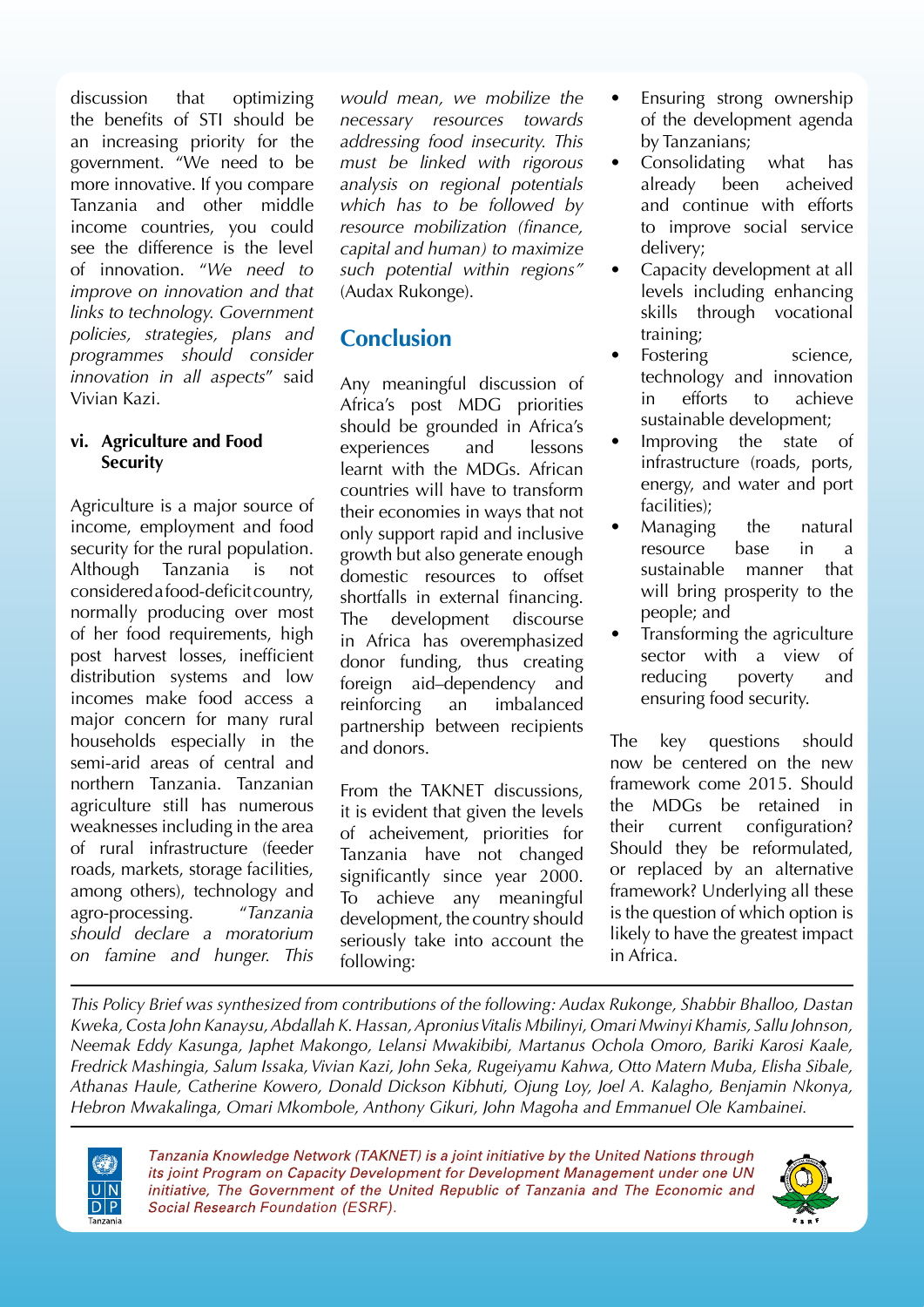discussion that optimizing the benefits of STI should be an increasing priority for the government. "We need to be more innovative. If you compare Tanzania and other middle income countries, you could see the difference is the level of innovation. "*We need to improve on innovation and that links to technology. Government policies, strategies, plans and programmes should consider innovation in all aspects*" said Vivian Kazi.

**vi. Agriculture and Food Security**

Agriculture is a major source of income, employment and food security for the rural population. Although Tanzania is not considered a food-deficit country, normally producing over most of her food requirements, high post harvest losses, inefficient distribution systems and low incomes make food access a major concern for many rural households especially in the semi-arid areas of central and northern Tanzania. Tanzanian agriculture still has numerous weaknesses including in the area of rural infrastructure (feeder roads, markets, storage facilities, among others), technology and agro-processing. "*Tanzania should declare a moratorium on famine and hunger. This would mean, we mobilize the necessary resources towards addressing food insecurity. This must be linked with rigorous analysis on regional potentials which has to be followed by resource mobilization (finance, capital and human) to maximize such potential within regions"* (Audax Rukonge).

## Conclusion

Any meaningful discussion of Africa's post MDG priorities should be grounded in Africa's experiences and lessons learnt with the MDGs. African countries will have to transform their economies in ways that not only support rapid and inclusive growth but also generate enough domestic resources to offset shortfalls in external financing. The development discourse in Africa has overemphasized donor funding, thus creating foreign aid–dependency and reinforcing an imbalanced partnership between recipients and donors.

From the TAKNET discussions, it is evident that given the levels of acheivement, priorities for Tanzania have not changed significantly since year 2000. To achieve any meaningful development, the country should seriously take into account the following:

- Ensuring strong ownership of the development agenda by Tanzanians;
- Consolidating what has already been acheived and continue with efforts to improve social service delivery;
- Capacity development at all levels including enhancing skills through vocational training;
- Fostering science, technology and innovation in efforts to achieve sustainable development;
- Improving the state of infrastructure (roads, ports, energy, and water and port facilities);
- Managing the natural resource base in a sustainable manner that will bring prosperity to the people; and
- Transforming the agriculture sector with a view of reducing poverty and ensuring food security.

The key questions should now be centered on the new framework come 2015. Should the MDGs be retained in their current configuration? Should they be reformulated, or replaced by an alternative framework? Underlying all these is the question of which option is likely to have the greatest impact in Africa.

*This Policy Brief was synthesized from contributions of the following: Audax Rukonge, Shabbir Bhalloo, Dastan Kweka, Costa John Kanaysu, Abdallah K. Hassan, Apronius Vitalis Mbilinyi, Omari Mwinyi Khamis, Sallu Johnson, Neemak Eddy Kasunga, Japhet Makongo, Lelansi Mwakibibi, Martanus Ochola Omoro, Bariki Karosi Kaale, Fredrick Mashingia, Salum Issaka, Vivian Kazi, John Seka, Rugeiyamu Kahwa, Otto Matern Muba, Elisha Sibale, Athanas Haule, Catherine Kowero, Donald Dickson Kibhuti, Ojung Loy, Joel A. Kalagho, Benjamin Nkonya, Hebron Mwakalinga, Omari Mkombole, Anthony Gikuri, John Magoha and Emmanuel Ole Kambainei.*

*Tanzania Knowledge Network (TAKNET) is a joint initiative by the United Nations through its joint Program on Capacity Development for Development Management under one UN initiative, The Government of the United Republic of Tanzania and The Economic and Social Research Foundation (ESRF).*